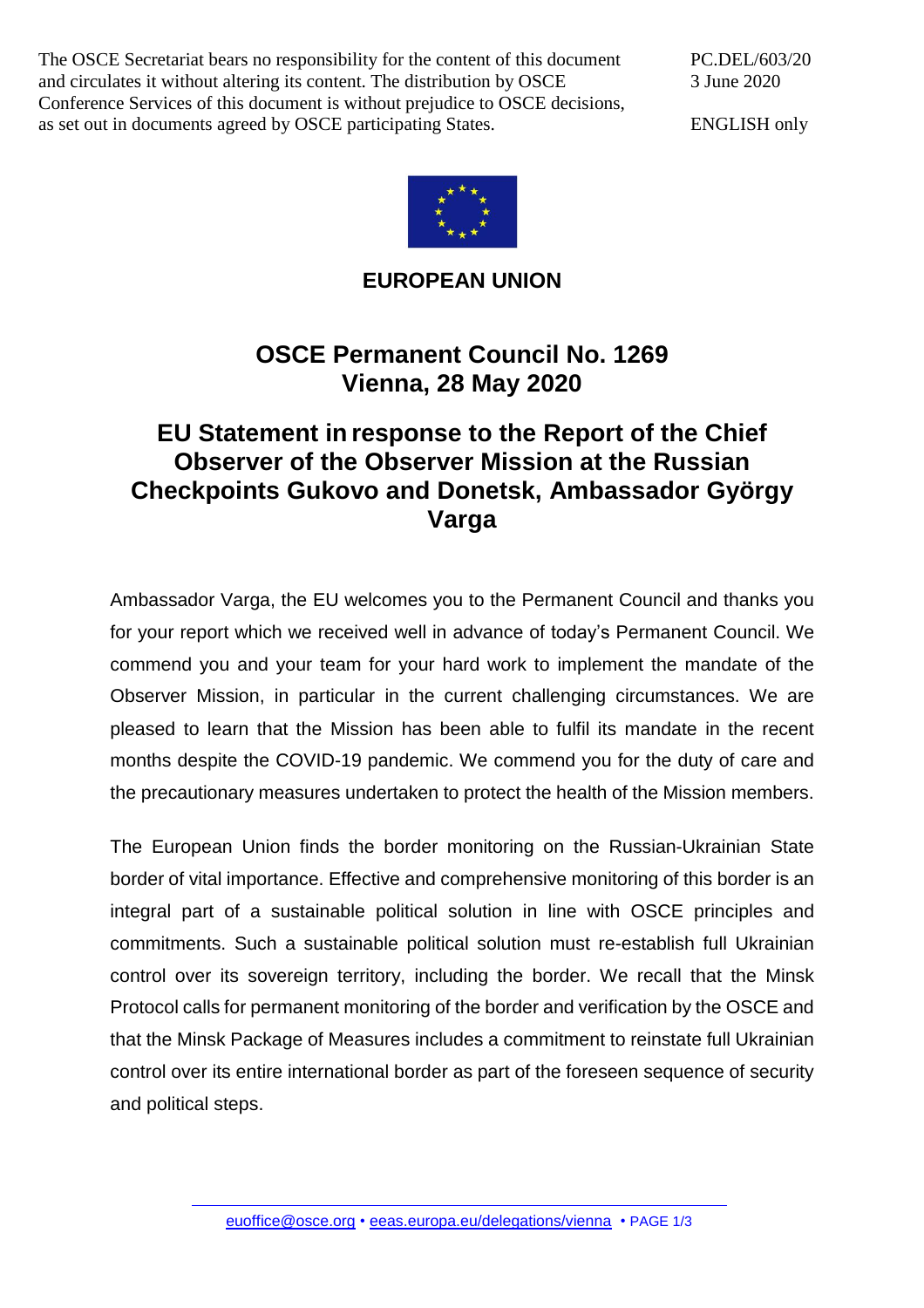The OSCE Secretariat bears no responsibility for the content of this document and circulates it without altering its content. The distribution by OSCE Conference Services of this document is without prejudice to OSCE decisions, as set out in documents agreed by OSCE participating States.

PC.DEL/603/20
3 June 2020

ENGLISH only

**EUROPEAN UNION**

# OSCE Permanent Council No. 1269
# Vienna, 28 May 2020

## EU Statement in response to the Report of the Chief Observer of the Observer Mission at the Russian Checkpoints Gukovo and Donetsk, Ambassador György Varga

Ambassador Varga, the EU welcomes you to the Permanent Council and thanks you for your report which we received well in advance of today's Permanent Council. We commend you and your team for your hard work to implement the mandate of the Observer Mission, in particular in the current challenging circumstances. We are pleased to learn that the Mission has been able to fulfil its mandate in the recent months despite the COVID-19 pandemic. We commend you for the duty of care and the precautionary measures undertaken to protect the health of the Mission members.

The European Union finds the border monitoring on the Russian-Ukrainian State border of vital importance. Effective and comprehensive monitoring of this border is an integral part of a sustainable political solution in line with OSCE principles and commitments. Such a sustainable political solution must re-establish full Ukrainian control over its sovereign territory, including the border. We recall that the Minsk Protocol calls for permanent monitoring of the border and verification by the OSCE and that the Minsk Package of Measures includes a commitment to reinstate full Ukrainian control over its entire international border as part of the foreseen sequence of security and political steps.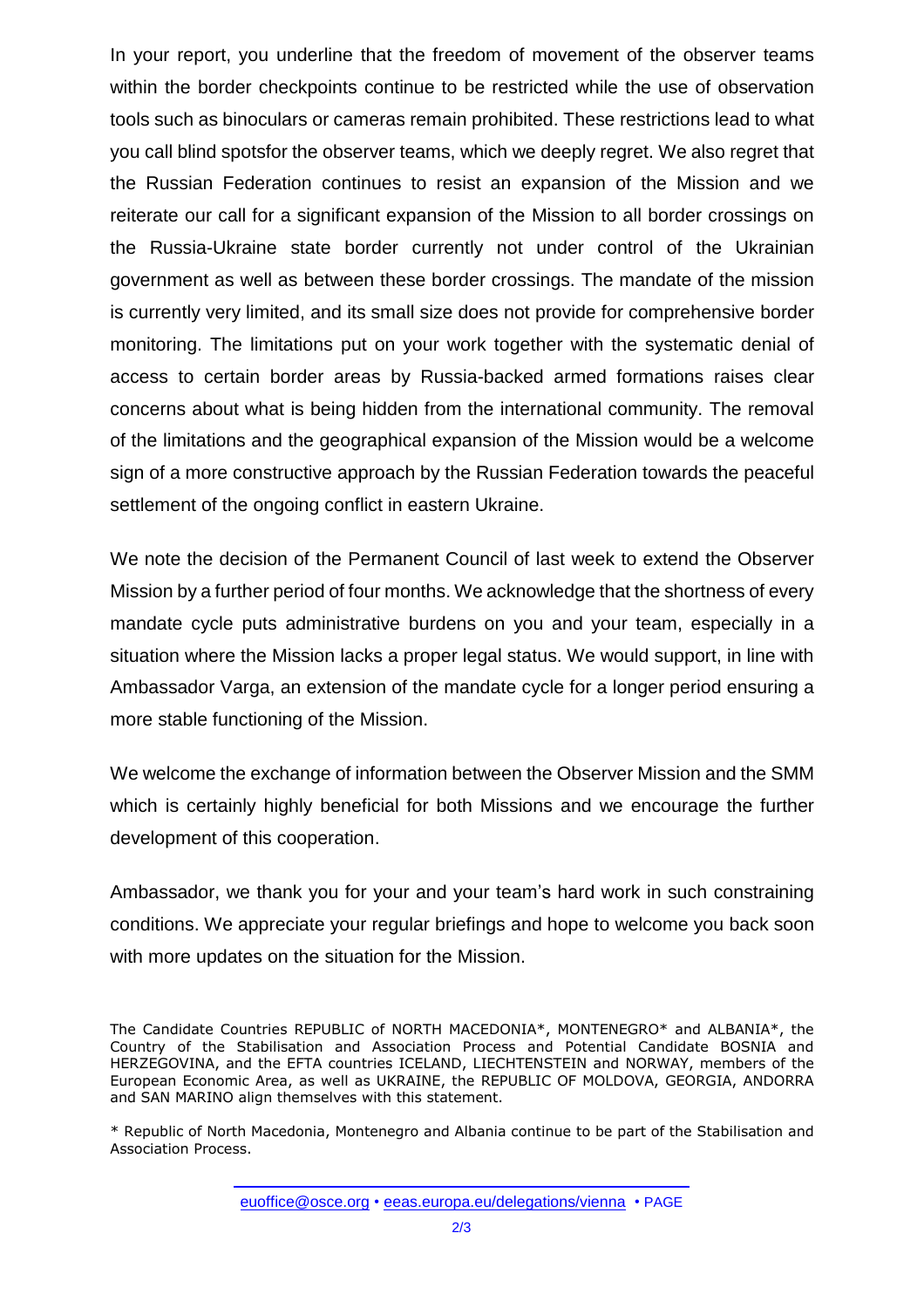In your report, you underline that the freedom of movement of the observer teams within the border checkpoints continue to be restricted while the use of observation tools such as binoculars or cameras remain prohibited. These restrictions lead to what you call blind spotsfor the observer teams, which we deeply regret. We also regret that the Russian Federation continues to resist an expansion of the Mission and we reiterate our call for a significant expansion of the Mission to all border crossings on the Russia-Ukraine state border currently not under control of the Ukrainian government as well as between these border crossings. The mandate of the mission is currently very limited, and its small size does not provide for comprehensive border monitoring. The limitations put on your work together with the systematic denial of access to certain border areas by Russia-backed armed formations raises clear concerns about what is being hidden from the international community. The removal of the limitations and the geographical expansion of the Mission would be a welcome sign of a more constructive approach by the Russian Federation towards the peaceful settlement of the ongoing conflict in eastern Ukraine.

We note the decision of the Permanent Council of last week to extend the Observer Mission by a further period of four months. We acknowledge that the shortness of every mandate cycle puts administrative burdens on you and your team, especially in a situation where the Mission lacks a proper legal status. We would support, in line with Ambassador Varga, an extension of the mandate cycle for a longer period ensuring a more stable functioning of the Mission.

We welcome the exchange of information between the Observer Mission and the SMM which is certainly highly beneficial for both Missions and we encourage the further development of this cooperation.

Ambassador, we thank you for your and your team's hard work in such constraining conditions. We appreciate your regular briefings and hope to welcome you back soon with more updates on the situation for the Mission.

The Candidate Countries REPUBLIC of NORTH MACEDONIA*, MONTENEGRO* and ALBANIA*, the Country of the Stabilisation and Association Process and Potential Candidate BOSNIA and HERZEGOVINA, and the EFTA countries ICELAND, LIECHTENSTEIN and NORWAY, members of the European Economic Area, as well as UKRAINE, the REPUBLIC OF MOLDOVA, GEORGIA, ANDORRA and SAN MARINO align themselves with this statement.

* Republic of North Macedonia, Montenegro and Albania continue to be part of the Stabilisation and Association Process.